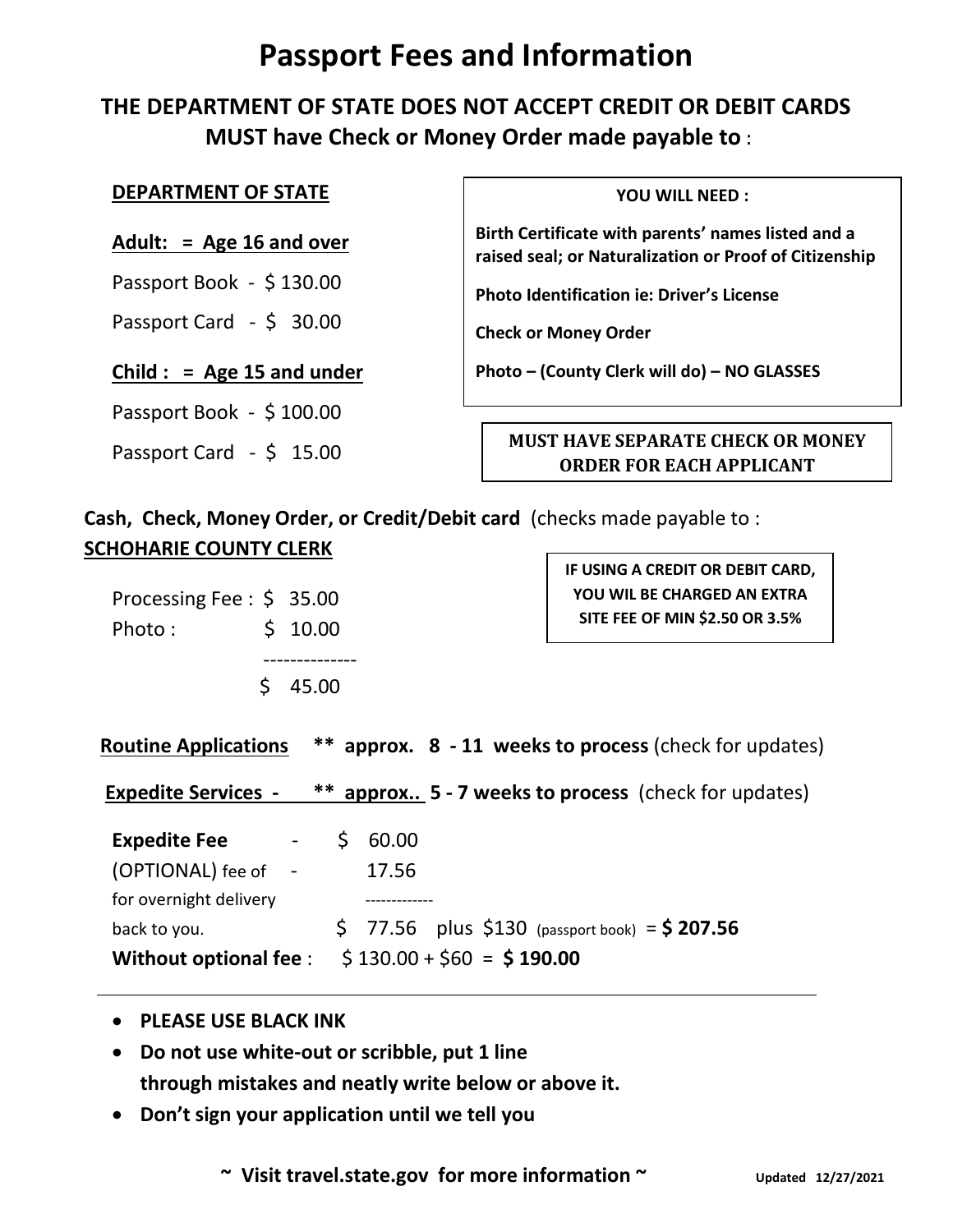# Passport Fees and Information

## THE DEPARTMENT OF STATE DOES NOT ACCEPT CREDIT OR DEBIT CARDS
## MUST have Check or Money Order made payable to :

**DEPARTMENT OF STATE**

**Adult: = Age 16 and over**

Passport Book - $ 130.00

Passport Card - $ 30.00

**Child : = Age 15 and under**

Passport Book - $ 100.00

Passport Card - $ 15.00

**YOU WILL NEED :**

**Birth Certificate with parents' names listed and a raised seal; or Naturalization or Proof of Citizenship**

**Photo Identification ie: Driver's License**

**Check or Money Order**

**Photo – (County Clerk will do) – NO GLASSES**

**MUST HAVE SEPARATE CHECK OR MONEY ORDER FOR EACH APPLICANT**

**Cash, Check, Money Order, or Credit/Debit card** (checks made payable to : **SCHOHARIE COUNTY CLERK**

Processing Fee : $ 35.00
Photo : $ 10.00
--------------
$ 45.00

**IF USING A CREDIT OR DEBIT CARD, YOU WIL BE CHARGED AN EXTRA SITE FEE OF MIN $2.50 OR 3.5%**

**Routine Applications** **\*\* approx. 8 - 11 weeks to process** (check for updates)

**Expedite Services -** **\*\* approx.. 5 - 7 weeks to process** (check for updates)

**Expedite Fee** - $ 60.00
(OPTIONAL) fee of for overnight delivery back to you. - 17.56
-------------
$ 77.56 plus $130 (passport book) = **$ 207.56**

**Without optional fee** : $ 130.00 + $60 = **$ 190.00**

- **PLEASE USE BLACK INK**
- **Do not use white-out or scribble, put 1 line through mistakes and neatly write below or above it.**
- **Don't sign your application until we tell you**

**~ Visit travel.state.gov for more information ~**

**Updated 12/27/2021**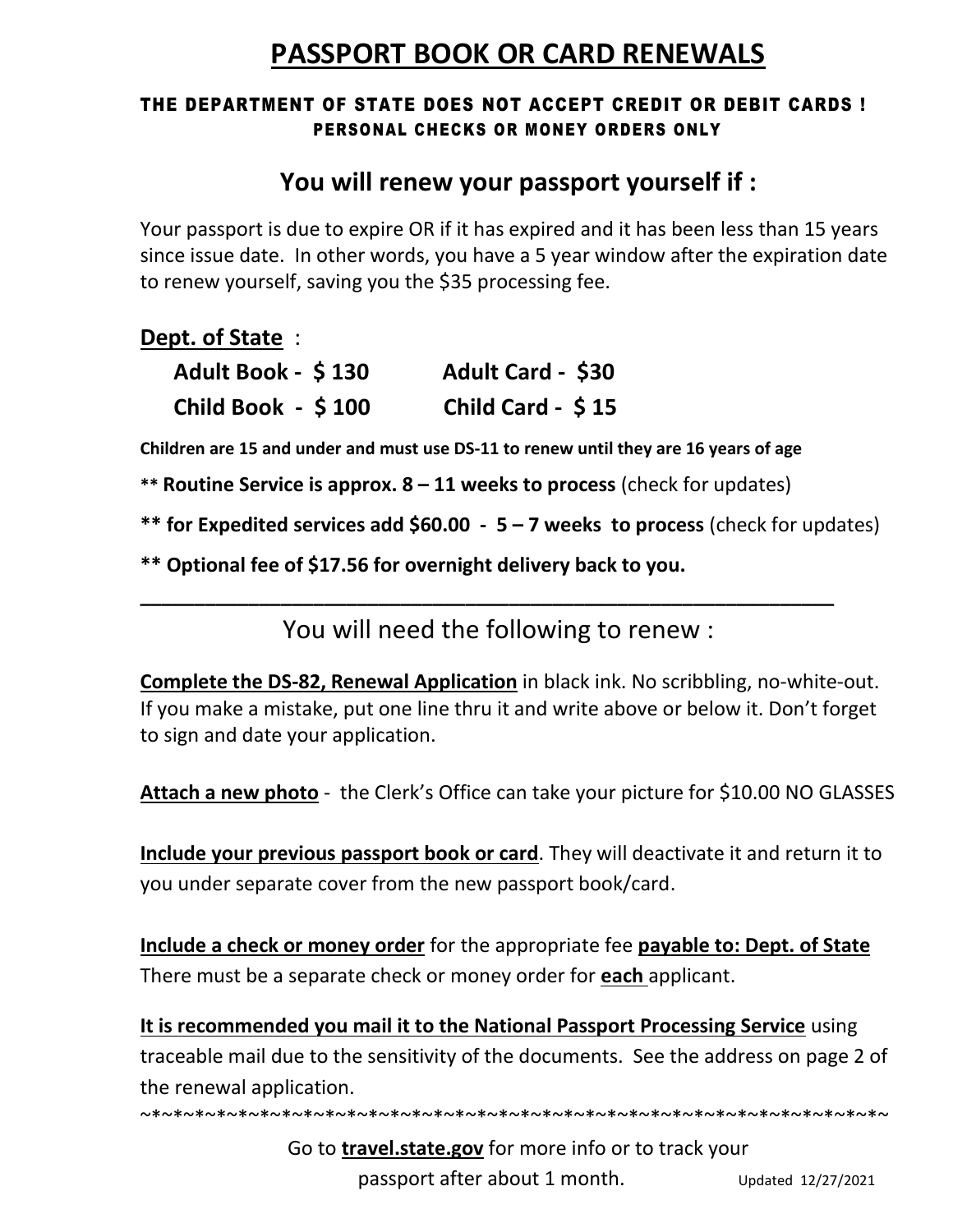# PASSPORT BOOK OR CARD RENEWALS

**THE DEPARTMENT OF STATE DOES NOT ACCEPT CREDIT OR DEBIT CARDS !**
**PERSONAL CHECKS OR MONEY ORDERS ONLY**

## You will renew your passport yourself if :

Your passport is due to expire OR if it has expired and it has been less than 15 years since issue date. In other words, you have a 5 year window after the expiration date to renew yourself, saving you the $35 processing fee.

**Dept. of State** :

| | |
|---|---|
| **Adult Book - $ 130** | **Adult Card - $30** |
| **Child Book - $ 100** | **Child Card - $ 15** |

**Children are 15 and under and must use DS-11 to renew until they are 16 years of age**

** **Routine Service is approx. 8 – 11 weeks to process** (check for updates)

** **for Expedited services add $60.00 - 5 – 7 weeks to process** (check for updates)

** **Optional fee of $17.56 for overnight delivery back to you.**

---

## You will need the following to renew :

**Complete the DS-82, Renewal Application** in black ink. No scribbling, no-white-out. If you make a mistake, put one line thru it and write above or below it. Don't forget to sign and date your application.

**Attach a new photo** - the Clerk's Office can take your picture for $10.00 NO GLASSES

**Include your previous passport book or card**. They will deactivate it and return it to you under separate cover from the new passport book/card.

**Include a check or money order** for the appropriate fee **payable to: Dept. of State** There must be a separate check or money order for **each** applicant.

**It is recommended you mail it to the National Passport Processing Service** using traceable mail due to the sensitivity of the documents. See the address on page 2 of the renewal application.

~*~*~*~*~*~*~*~*~*~*~*~*~*~*~*~*~*~*~*~*~*~*~*~*~*~*~*~*~*~*~*~*~*~*~*~*~

Go to **travel.state.gov** for more info or to track your passport after about 1 month.

Updated 12/27/2021